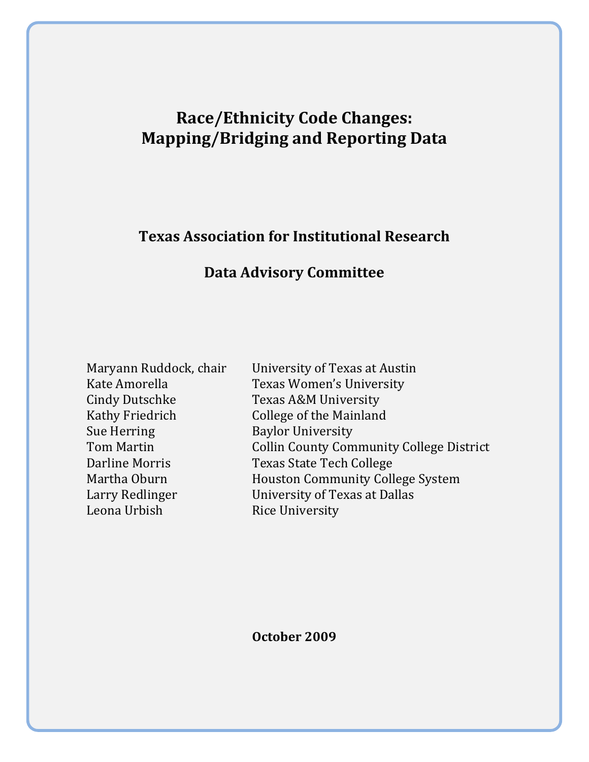# Race/Ethnicity Code Changes: Mapping/Bridging and Reporting Data

**Texas Association for Institutional Research**

**Data Advisory Committee**

| | |
|---|---|
| Maryann Ruddock, chair | University of Texas at Austin |
| Kate Amorella | Texas Women's University |
| Cindy Dutschke | Texas A&M University |
| Kathy Friedrich | College of the Mainland |
| Sue Herring | Baylor University |
| Tom Martin | Collin County Community College District |
| Darline Morris | Texas State Tech College |
| Martha Oburn | Houston Community College System |
| Larry Redlinger | University of Texas at Dallas |
| Leona Urbish | Rice University |

**October 2009**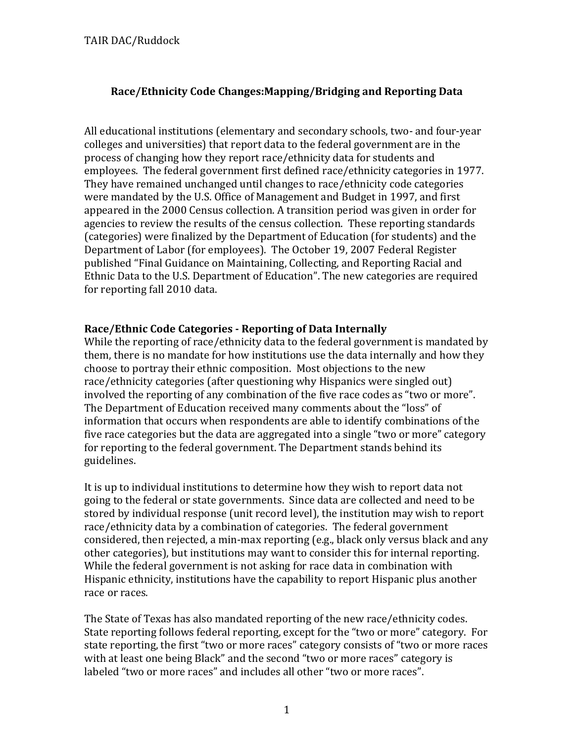## Race/Ethnicity Code Changes:Mapping/Bridging and Reporting Data

All educational institutions (elementary and secondary schools, two- and four-year colleges and universities) that report data to the federal government are in the process of changing how they report race/ethnicity data for students and employees. The federal government first defined race/ethnicity categories in 1977. They have remained unchanged until changes to race/ethnicity code categories were mandated by the U.S. Office of Management and Budget in 1997, and first appeared in the 2000 Census collection. A transition period was given in order for agencies to review the results of the census collection. These reporting standards (categories) were finalized by the Department of Education (for students) and the Department of Labor (for employees). The October 19, 2007 Federal Register published "Final Guidance on Maintaining, Collecting, and Reporting Racial and Ethnic Data to the U.S. Department of Education". The new categories are required for reporting fall 2010 data.

### Race/Ethnic Code Categories - Reporting of Data Internally

While the reporting of race/ethnicity data to the federal government is mandated by them, there is no mandate for how institutions use the data internally and how they choose to portray their ethnic composition. Most objections to the new race/ethnicity categories (after questioning why Hispanics were singled out) involved the reporting of any combination of the five race codes as "two or more". The Department of Education received many comments about the "loss" of information that occurs when respondents are able to identify combinations of the five race categories but the data are aggregated into a single "two or more" category for reporting to the federal government. The Department stands behind its guidelines.

It is up to individual institutions to determine how they wish to report data not going to the federal or state governments. Since data are collected and need to be stored by individual response (unit record level), the institution may wish to report race/ethnicity data by a combination of categories. The federal government considered, then rejected, a min-max reporting (e.g., black only versus black and any other categories), but institutions may want to consider this for internal reporting. While the federal government is not asking for race data in combination with Hispanic ethnicity, institutions have the capability to report Hispanic plus another race or races.

The State of Texas has also mandated reporting of the new race/ethnicity codes. State reporting follows federal reporting, except for the "two or more" category. For state reporting, the first "two or more races" category consists of "two or more races with at least one being Black" and the second "two or more races" category is labeled "two or more races" and includes all other "two or more races".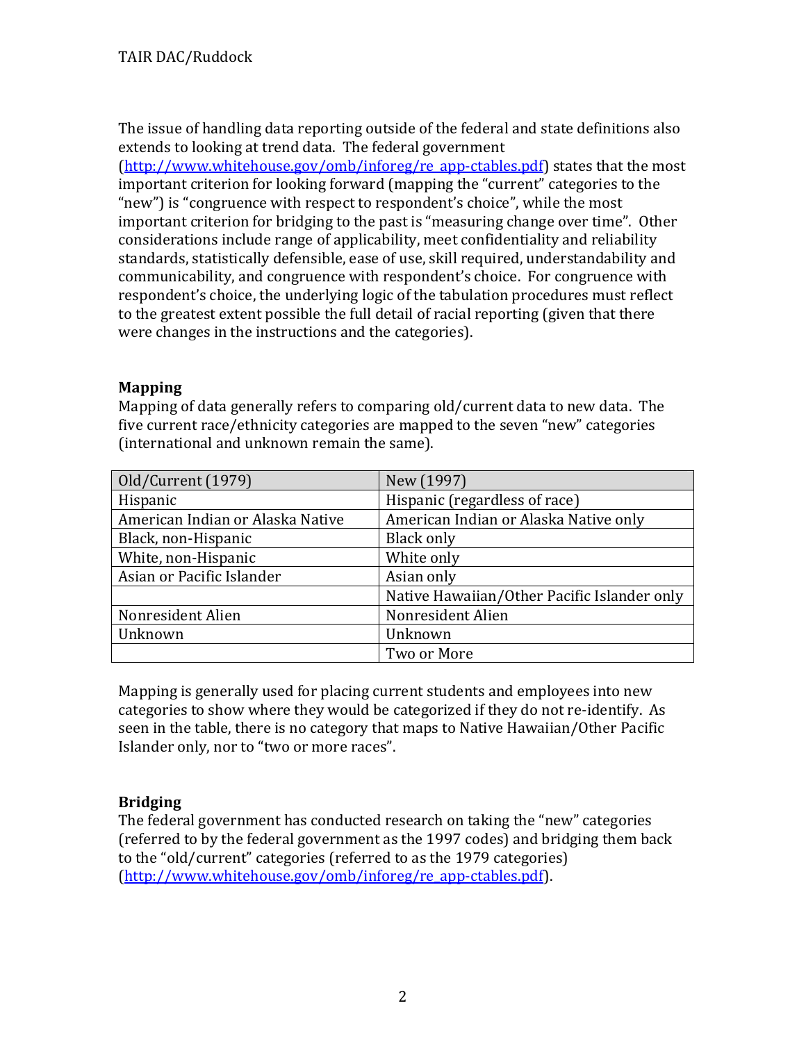The issue of handling data reporting outside of the federal and state definitions also extends to looking at trend data. The federal government (http://www.whitehouse.gov/omb/inforeg/re_app-ctables.pdf) states that the most important criterion for looking forward (mapping the "current" categories to the "new") is "congruence with respect to respondent's choice", while the most important criterion for bridging to the past is "measuring change over time". Other considerations include range of applicability, meet confidentiality and reliability standards, statistically defensible, ease of use, skill required, understandability and communicability, and congruence with respondent's choice. For congruence with respondent's choice, the underlying logic of the tabulation procedures must reflect to the greatest extent possible the full detail of racial reporting (given that there were changes in the instructions and the categories).

## Mapping

Mapping of data generally refers to comparing old/current data to new data. The five current race/ethnicity categories are mapped to the seven "new" categories (international and unknown remain the same).

| Old/Current (1979) | New (1997) |
|---|---|
| Hispanic | Hispanic (regardless of race) |
| American Indian or Alaska Native | American Indian or Alaska Native only |
| Black, non-Hispanic | Black only |
| White, non-Hispanic | White only |
| Asian or Pacific Islander | Asian only |
| | Native Hawaiian/Other Pacific Islander only |
| Nonresident Alien | Nonresident Alien |
| Unknown | Unknown |
| | Two or More |

Mapping is generally used for placing current students and employees into new categories to show where they would be categorized if they do not re-identify. As seen in the table, there is no category that maps to Native Hawaiian/Other Pacific Islander only, nor to "two or more races".

## Bridging

The federal government has conducted research on taking the "new" categories (referred to by the federal government as the 1997 codes) and bridging them back to the "old/current" categories (referred to as the 1979 categories) (http://www.whitehouse.gov/omb/inforeg/re_app-ctables.pdf).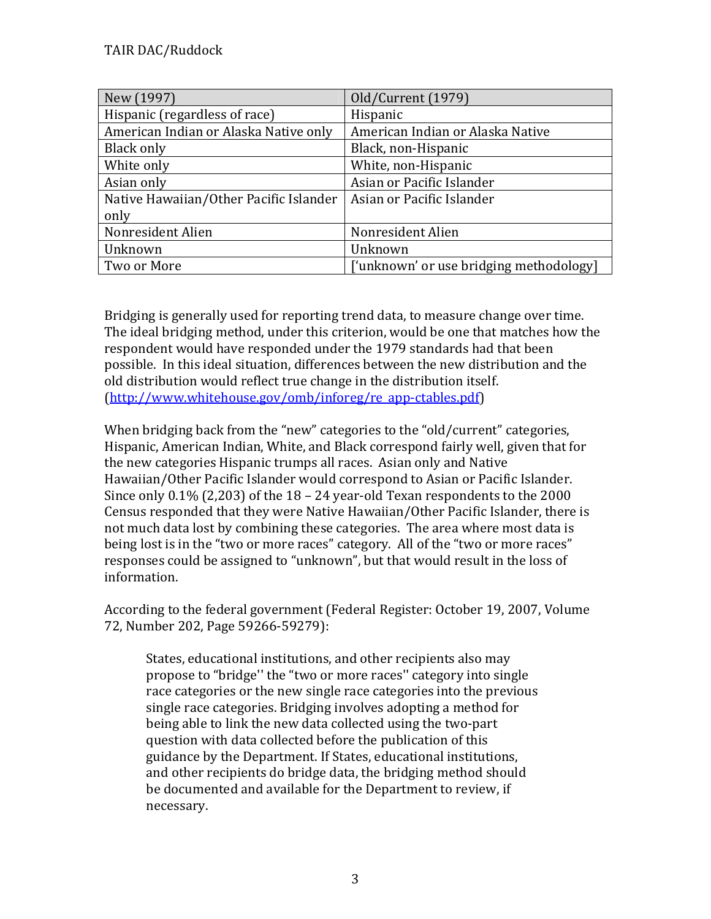| New (1997) | Old/Current (1979) |
|---|---|
| Hispanic (regardless of race) | Hispanic |
| American Indian or Alaska Native only | American Indian or Alaska Native |
| Black only | Black, non-Hispanic |
| White only | White, non-Hispanic |
| Asian only | Asian or Pacific Islander |
| Native Hawaiian/Other Pacific Islander only | Asian or Pacific Islander |
| Nonresident Alien | Nonresident Alien |
| Unknown | Unknown |
| Two or More | ['unknown' or use bridging methodology] |

Bridging is generally used for reporting trend data, to measure change over time. The ideal bridging method, under this criterion, would be one that matches how the respondent would have responded under the 1979 standards had that been possible. In this ideal situation, differences between the new distribution and the old distribution would reflect true change in the distribution itself. (http://www.whitehouse.gov/omb/inforeg/re_app-ctables.pdf)

When bridging back from the "new" categories to the "old/current" categories, Hispanic, American Indian, White, and Black correspond fairly well, given that for the new categories Hispanic trumps all races. Asian only and Native Hawaiian/Other Pacific Islander would correspond to Asian or Pacific Islander. Since only 0.1% (2,203) of the 18 – 24 year-old Texan respondents to the 2000 Census responded that they were Native Hawaiian/Other Pacific Islander, there is not much data lost by combining these categories. The area where most data is being lost is in the "two or more races" category. All of the "two or more races" responses could be assigned to "unknown", but that would result in the loss of information.

According to the federal government (Federal Register: October 19, 2007, Volume 72, Number 202, Page 59266-59279):

> States, educational institutions, and other recipients also may propose to "bridge'' the "two or more races'' category into single race categories or the new single race categories into the previous single race categories. Bridging involves adopting a method for being able to link the new data collected using the two-part question with data collected before the publication of this guidance by the Department. If States, educational institutions, and other recipients do bridge data, the bridging method should be documented and available for the Department to review, if necessary.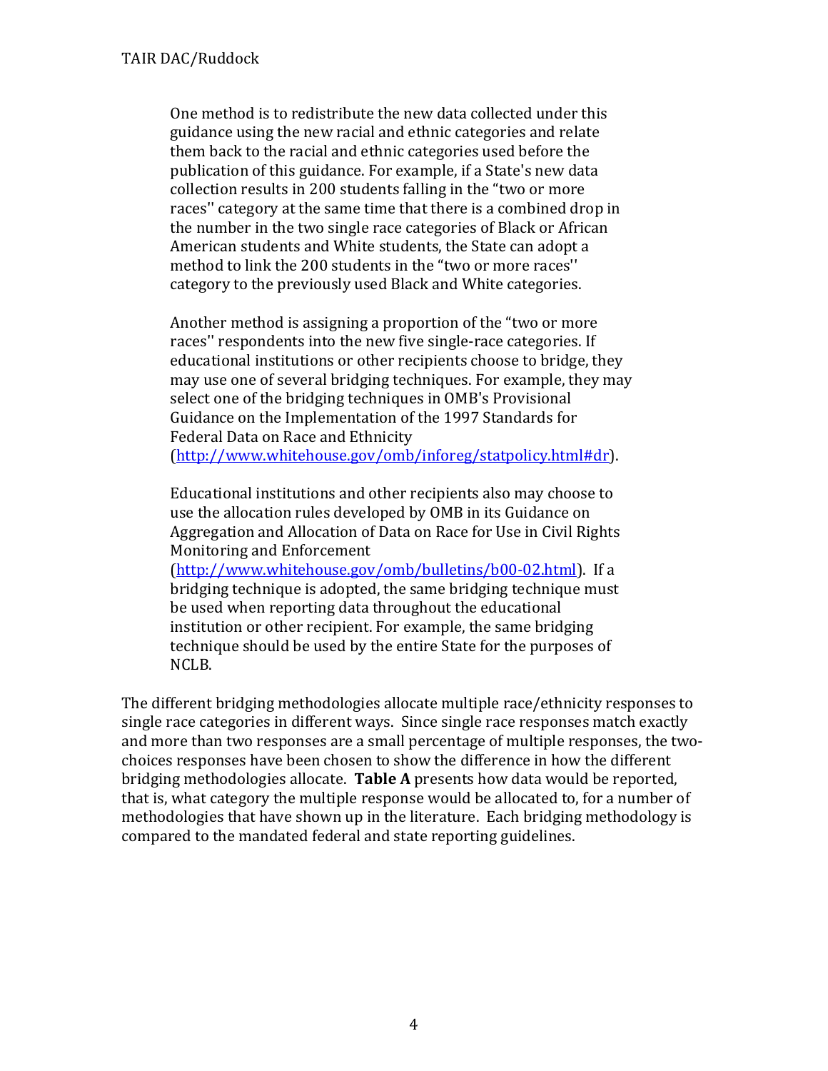> One method is to redistribute the new data collected under this guidance using the new racial and ethnic categories and relate them back to the racial and ethnic categories used before the publication of this guidance. For example, if a State's new data collection results in 200 students falling in the "two or more races'' category at the same time that there is a combined drop in the number in the two single race categories of Black or African American students and White students, the State can adopt a method to link the 200 students in the "two or more races'' category to the previously used Black and White categories.
>
> Another method is assigning a proportion of the "two or more races'' respondents into the new five single-race categories. If educational institutions or other recipients choose to bridge, they may use one of several bridging techniques. For example, they may select one of the bridging techniques in OMB's Provisional Guidance on the Implementation of the 1997 Standards for Federal Data on Race and Ethnicity (http://www.whitehouse.gov/omb/inforeg/statpolicy.html#dr).
>
> Educational institutions and other recipients also may choose to use the allocation rules developed by OMB in its Guidance on Aggregation and Allocation of Data on Race for Use in Civil Rights Monitoring and Enforcement (http://www.whitehouse.gov/omb/bulletins/b00-02.html). If a bridging technique is adopted, the same bridging technique must be used when reporting data throughout the educational institution or other recipient. For example, the same bridging technique should be used by the entire State for the purposes of NCLB.

The different bridging methodologies allocate multiple race/ethnicity responses to single race categories in different ways. Since single race responses match exactly and more than two responses are a small percentage of multiple responses, the two-choices responses have been chosen to show the difference in how the different bridging methodologies allocate. **Table A** presents how data would be reported, that is, what category the multiple response would be allocated to, for a number of methodologies that have shown up in the literature. Each bridging methodology is compared to the mandated federal and state reporting guidelines.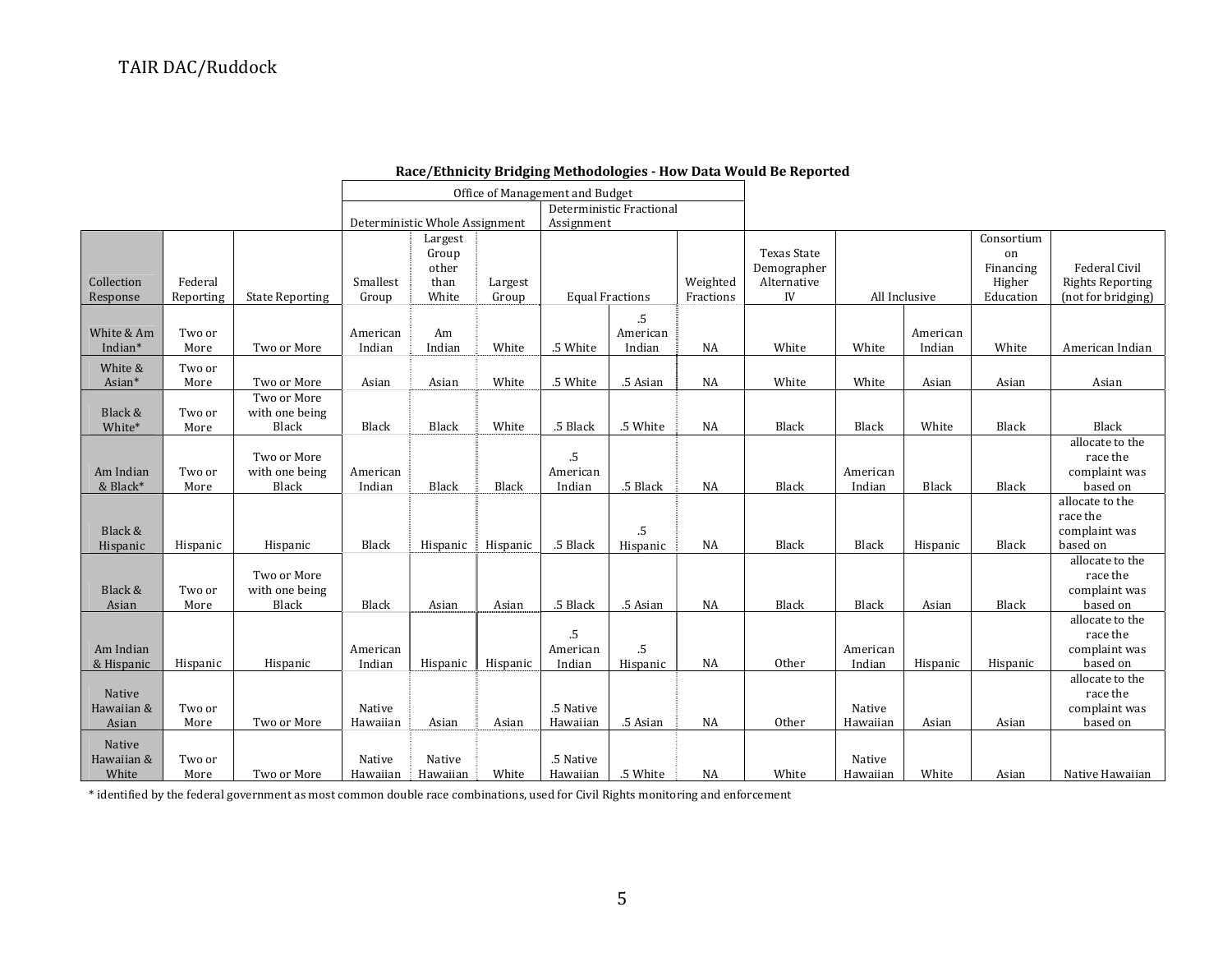**Race/Ethnicity Bridging Methodologies - How Data Would Be Reported**

| | | | Office of Management and Budget | | | | | | | | | | |
|---|---|---|---|---|---|---|---|---|---|---|---|---|---|
| | | | Deterministic Whole Assignment | | | Deterministic Fractional Assignment | | | | | | | |
| Collection Response | Federal Reporting | State Reporting | Smallest Group | Largest Group other than White | Largest Group | Equal Fractions | | Weighted Fractions | Texas State Demographer Alternative IV | All Inclusive | | Consortium on Financing Higher Education | Federal Civil Rights Reporting (not for bridging) |
| White & Am Indian* | Two or More | Two or More | American Indian | Am Indian | White | .5 White | .5 American Indian | NA | White | White | American Indian | White | American Indian |
| White & Asian* | Two or More | Two or More | Asian | Asian | White | .5 White | .5 Asian | NA | White | White | Asian | Asian | Asian |
| Black & White* | Two or More | Two or More with one being Black | Black | Black | White | .5 Black | .5 White | NA | Black | Black | White | Black | Black |
| Am Indian & Black* | Two or More | Two or More with one being Black | American Indian | Black | Black | .5 American Indian | .5 Black | NA | Black | American Indian | Black | Black | allocate to the race the complaint was based on |
| Black & Hispanic | Hispanic | Hispanic | Black | Hispanic | Hispanic | .5 Black | .5 Hispanic | NA | Black | Black | Hispanic | Black | allocate to the race the complaint was based on |
| Black & Asian | Two or More | Two or More with one being Black | Black | Asian | Asian | .5 Black | .5 Asian | NA | Black | Black | Asian | Black | allocate to the race the complaint was based on |
| Am Indian & Hispanic | Hispanic | Hispanic | American Indian | Hispanic | Hispanic | .5 American Indian | .5 Hispanic | NA | Other | American Indian | Hispanic | Hispanic | allocate to the race the complaint was based on |
| Native Hawaiian & Asian | Two or More | Two or More | Native Hawaiian | Asian | Asian | .5 Native Hawaiian | .5 Asian | NA | Other | Native Hawaiian | Asian | Asian | allocate to the race the complaint was based on |
| Native Hawaiian & White | Two or More | Two or More | Native Hawaiian | Native Hawaiian | White | .5 Native Hawaiian | .5 White | NA | White | Native Hawaiian | White | Asian | Native Hawaiian |

* identified by the federal government as most common double race combinations, used for Civil Rights monitoring and enforcement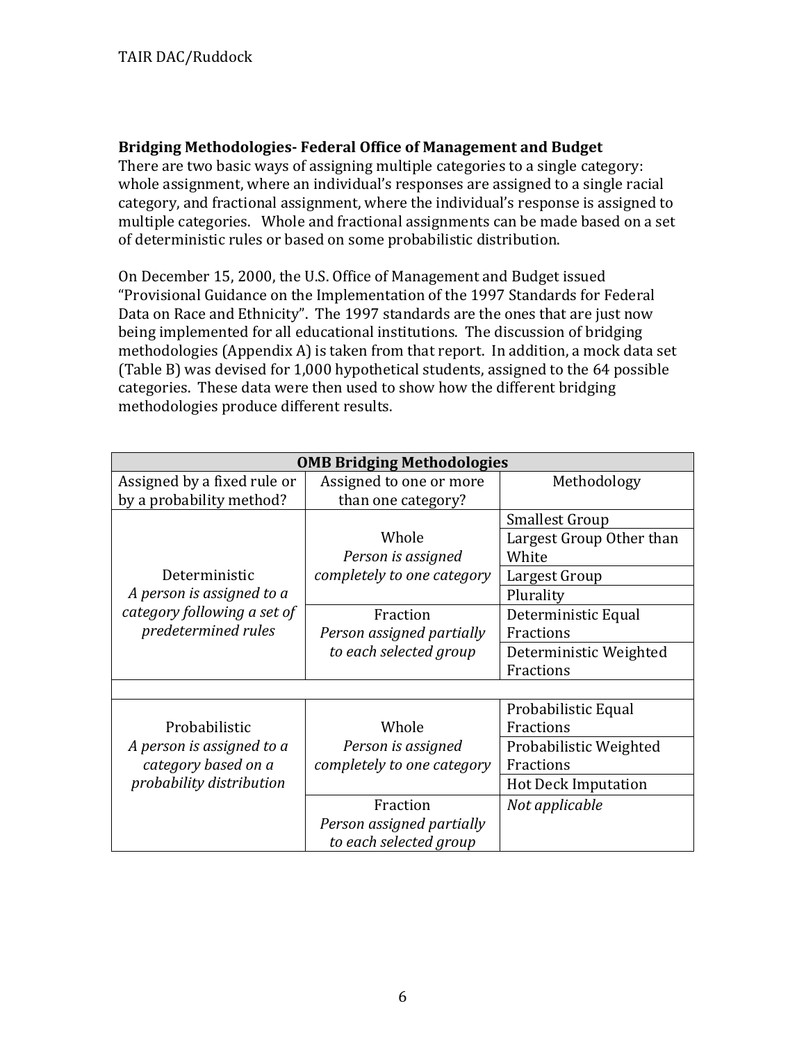**Bridging Methodologies- Federal Office of Management and Budget**
There are two basic ways of assigning multiple categories to a single category: whole assignment, where an individual's responses are assigned to a single racial category, and fractional assignment, where the individual's response is assigned to multiple categories. Whole and fractional assignments can be made based on a set of deterministic rules or based on some probabilistic distribution.

On December 15, 2000, the U.S. Office of Management and Budget issued "Provisional Guidance on the Implementation of the 1997 Standards for Federal Data on Race and Ethnicity". The 1997 standards are the ones that are just now being implemented for all educational institutions. The discussion of bridging methodologies (Appendix A) is taken from that report. In addition, a mock data set (Table B) was devised for 1,000 hypothetical students, assigned to the 64 possible categories. These data were then used to show how the different bridging methodologies produce different results.

| **OMB Bridging Methodologies** | | |
|---|---|---|
| Assigned by a fixed rule or by a probability method? | Assigned to one or more than one category? | Methodology |
| Deterministic *A person is assigned to a category following a set of predetermined rules* | Whole *Person is assigned completely to one category* | Smallest Group |
| | | Largest Group Other than White |
| | | Largest Group |
| | | Plurality |
| | Fraction *Person assigned partially to each selected group* | Deterministic Equal Fractions |
| | | Deterministic Weighted Fractions |
| | | |
| Probabilistic *A person is assigned to a category based on a probability distribution* | Whole *Person is assigned completely to one category* | Probabilistic Equal Fractions |
| | | Probabilistic Weighted Fractions |
| | | Hot Deck Imputation |
| | Fraction *Person assigned partially to each selected group* | *Not applicable* |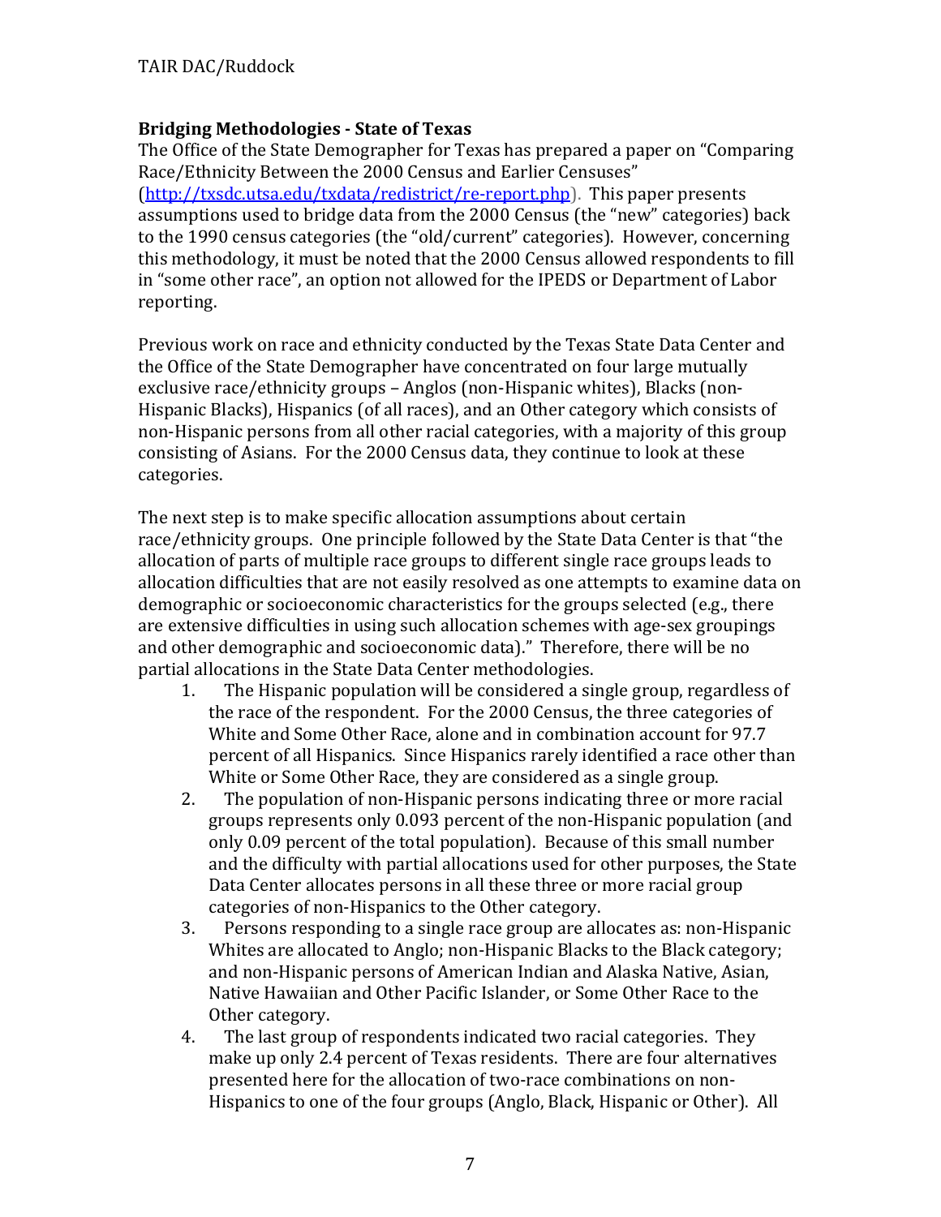### Bridging Methodologies - State of Texas

The Office of the State Demographer for Texas has prepared a paper on "Comparing Race/Ethnicity Between the 2000 Census and Earlier Censuses" (http://txsdc.utsa.edu/txdata/redistrict/re-report.php). This paper presents assumptions used to bridge data from the 2000 Census (the "new" categories) back to the 1990 census categories (the "old/current" categories). However, concerning this methodology, it must be noted that the 2000 Census allowed respondents to fill in "some other race", an option not allowed for the IPEDS or Department of Labor reporting.

Previous work on race and ethnicity conducted by the Texas State Data Center and the Office of the State Demographer have concentrated on four large mutually exclusive race/ethnicity groups – Anglos (non-Hispanic whites), Blacks (non-Hispanic Blacks), Hispanics (of all races), and an Other category which consists of non-Hispanic persons from all other racial categories, with a majority of this group consisting of Asians. For the 2000 Census data, they continue to look at these categories.

The next step is to make specific allocation assumptions about certain race/ethnicity groups. One principle followed by the State Data Center is that "the allocation of parts of multiple race groups to different single race groups leads to allocation difficulties that are not easily resolved as one attempts to examine data on demographic or socioeconomic characteristics for the groups selected (e.g., there are extensive difficulties in using such allocation schemes with age-sex groupings and other demographic and socioeconomic data)." Therefore, there will be no partial allocations in the State Data Center methodologies.

1. The Hispanic population will be considered a single group, regardless of the race of the respondent. For the 2000 Census, the three categories of White and Some Other Race, alone and in combination account for 97.7 percent of all Hispanics. Since Hispanics rarely identified a race other than White or Some Other Race, they are considered as a single group.
2. The population of non-Hispanic persons indicating three or more racial groups represents only 0.093 percent of the non-Hispanic population (and only 0.09 percent of the total population). Because of this small number and the difficulty with partial allocations used for other purposes, the State Data Center allocates persons in all these three or more racial group categories of non-Hispanics to the Other category.
3. Persons responding to a single race group are allocates as: non-Hispanic Whites are allocated to Anglo; non-Hispanic Blacks to the Black category; and non-Hispanic persons of American Indian and Alaska Native, Asian, Native Hawaiian and Other Pacific Islander, or Some Other Race to the Other category.
4. The last group of respondents indicated two racial categories. They make up only 2.4 percent of Texas residents. There are four alternatives presented here for the allocation of two-race combinations on non-Hispanics to one of the four groups (Anglo, Black, Hispanic or Other). All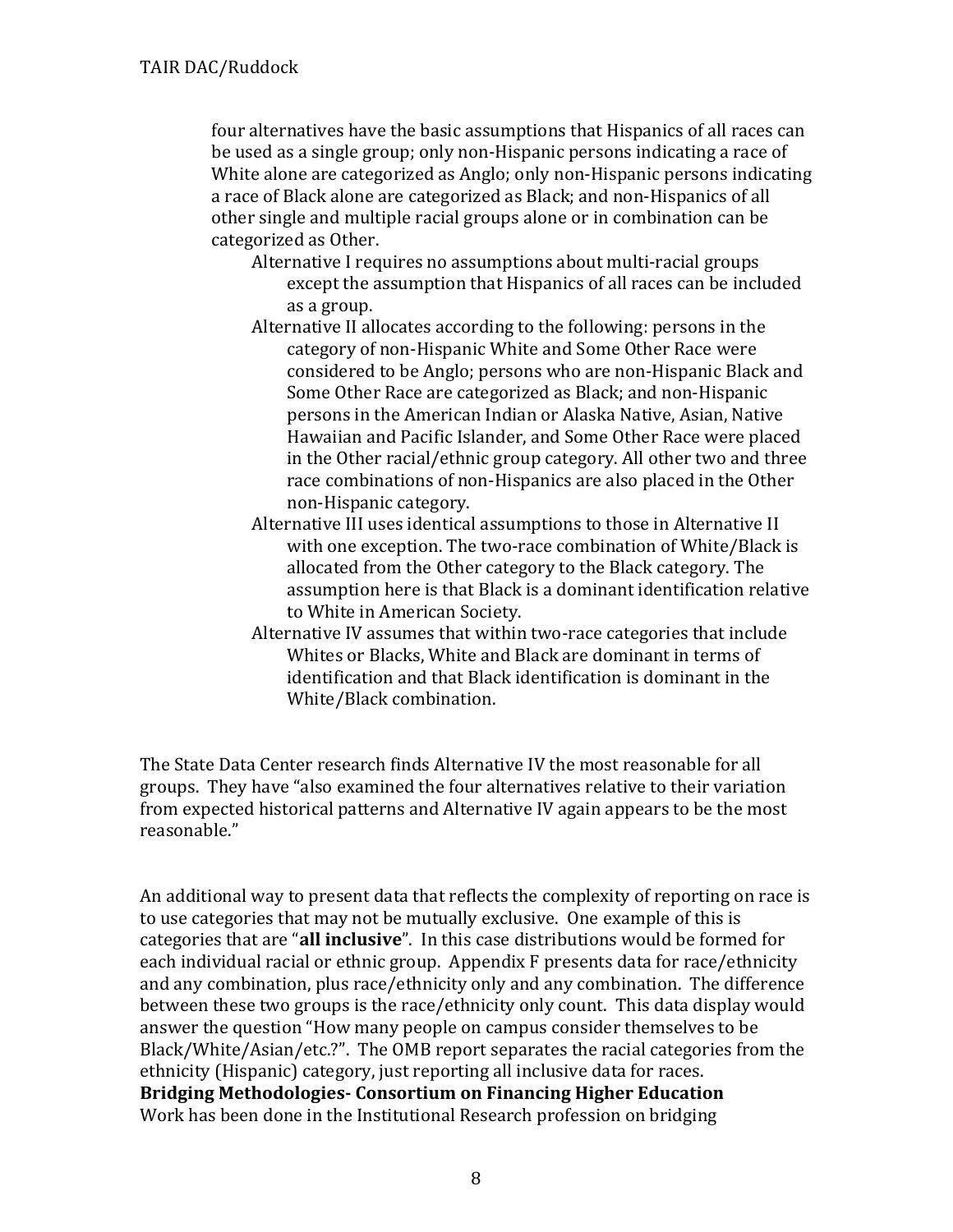four alternatives have the basic assumptions that Hispanics of all races can be used as a single group; only non-Hispanic persons indicating a race of White alone are categorized as Anglo; only non-Hispanic persons indicating a race of Black alone are categorized as Black; and non-Hispanics of all other single and multiple racial groups alone or in combination can be categorized as Other.

- Alternative I requires no assumptions about multi-racial groups except the assumption that Hispanics of all races can be included as a group.
- Alternative II allocates according to the following: persons in the category of non-Hispanic White and Some Other Race were considered to be Anglo; persons who are non-Hispanic Black and Some Other Race are categorized as Black; and non-Hispanic persons in the American Indian or Alaska Native, Asian, Native Hawaiian and Pacific Islander, and Some Other Race were placed in the Other racial/ethnic group category. All other two and three race combinations of non-Hispanics are also placed in the Other non-Hispanic category.
- Alternative III uses identical assumptions to those in Alternative II with one exception. The two-race combination of White/Black is allocated from the Other category to the Black category. The assumption here is that Black is a dominant identification relative to White in American Society.
- Alternative IV assumes that within two-race categories that include Whites or Blacks, White and Black are dominant in terms of identification and that Black identification is dominant in the White/Black combination.

The State Data Center research finds Alternative IV the most reasonable for all groups. They have "also examined the four alternatives relative to their variation from expected historical patterns and Alternative IV again appears to be the most reasonable."

An additional way to present data that reflects the complexity of reporting on race is to use categories that may not be mutually exclusive. One example of this is categories that are "**all inclusive**". In this case distributions would be formed for each individual racial or ethnic group. Appendix F presents data for race/ethnicity and any combination, plus race/ethnicity only and any combination. The difference between these two groups is the race/ethnicity only count. This data display would answer the question "How many people on campus consider themselves to be Black/White/Asian/etc.?". The OMB report separates the racial categories from the ethnicity (Hispanic) category, just reporting all inclusive data for races.

**Bridging Methodologies- Consortium on Financing Higher Education**

Work has been done in the Institutional Research profession on bridging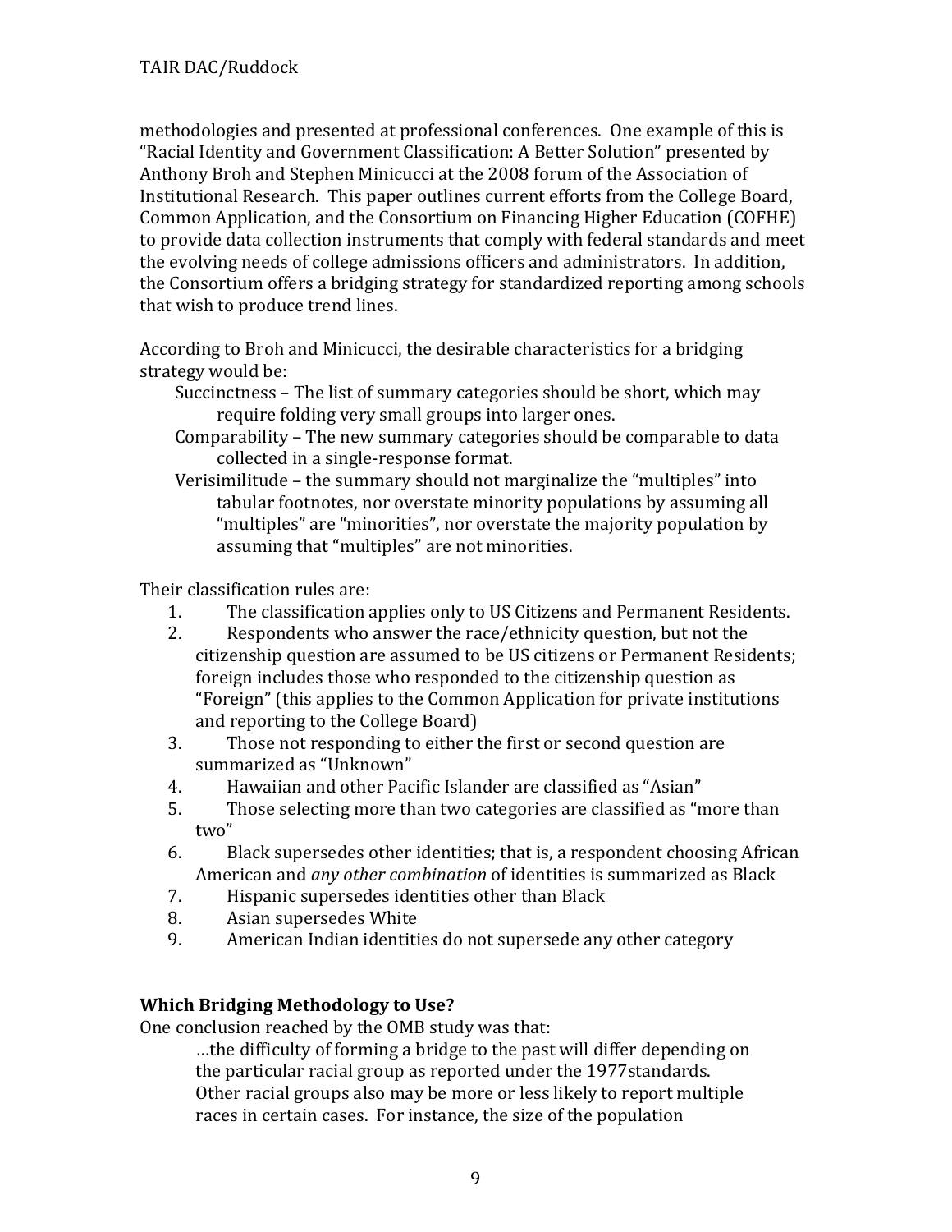methodologies and presented at professional conferences. One example of this is "Racial Identity and Government Classification: A Better Solution" presented by Anthony Broh and Stephen Minicucci at the 2008 forum of the Association of Institutional Research. This paper outlines current efforts from the College Board, Common Application, and the Consortium on Financing Higher Education (COFHE) to provide data collection instruments that comply with federal standards and meet the evolving needs of college admissions officers and administrators. In addition, the Consortium offers a bridging strategy for standardized reporting among schools that wish to produce trend lines.

According to Broh and Minicucci, the desirable characteristics for a bridging strategy would be:

Succinctness – The list of summary categories should be short, which may require folding very small groups into larger ones.

Comparability – The new summary categories should be comparable to data collected in a single-response format.

Verisimilitude – the summary should not marginalize the "multiples" into tabular footnotes, nor overstate minority populations by assuming all "multiples" are "minorities", nor overstate the majority population by assuming that "multiples" are not minorities.

Their classification rules are:

1. The classification applies only to US Citizens and Permanent Residents.
2. Respondents who answer the race/ethnicity question, but not the citizenship question are assumed to be US citizens or Permanent Residents; foreign includes those who responded to the citizenship question as "Foreign" (this applies to the Common Application for private institutions and reporting to the College Board)
3. Those not responding to either the first or second question are summarized as "Unknown"
4. Hawaiian and other Pacific Islander are classified as "Asian"
5. Those selecting more than two categories are classified as "more than two"
6. Black supersedes other identities; that is, a respondent choosing African American and *any other combination* of identities is summarized as Black
7. Hispanic supersedes identities other than Black
8. Asian supersedes White
9. American Indian identities do not supersede any other category

**Which Bridging Methodology to Use?**

One conclusion reached by the OMB study was that:

> …the difficulty of forming a bridge to the past will differ depending on the particular racial group as reported under the 1977standards. Other racial groups also may be more or less likely to report multiple races in certain cases. For instance, the size of the population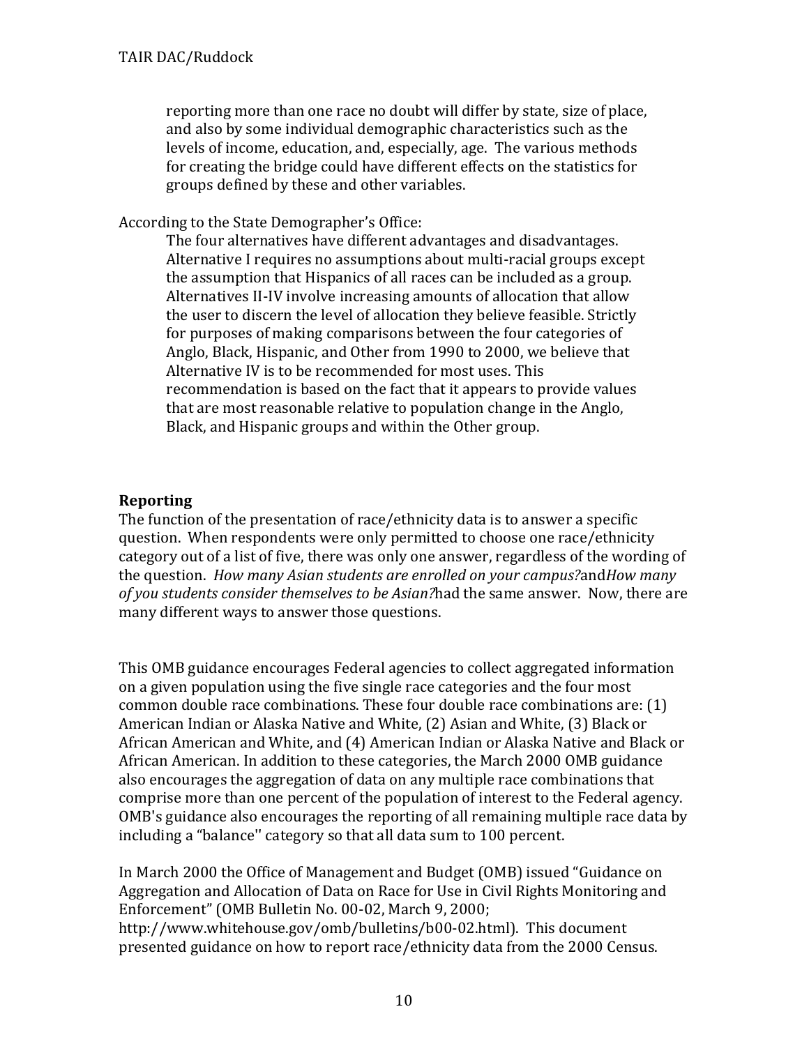reporting more than one race no doubt will differ by state, size of place, and also by some individual demographic characteristics such as the levels of income, education, and, especially, age. The various methods for creating the bridge could have different effects on the statistics for groups defined by these and other variables.

According to the State Demographer's Office:

> The four alternatives have different advantages and disadvantages. Alternative I requires no assumptions about multi-racial groups except the assumption that Hispanics of all races can be included as a group. Alternatives II-IV involve increasing amounts of allocation that allow the user to discern the level of allocation they believe feasible. Strictly for purposes of making comparisons between the four categories of Anglo, Black, Hispanic, and Other from 1990 to 2000, we believe that Alternative IV is to be recommended for most uses. This recommendation is based on the fact that it appears to provide values that are most reasonable relative to population change in the Anglo, Black, and Hispanic groups and within the Other group.

**Reporting**

The function of the presentation of race/ethnicity data is to answer a specific question. When respondents were only permitted to choose one race/ethnicity category out of a list of five, there was only one answer, regardless of the wording of the question. *How many Asian students are enrolled on your campus?*and*How many of you students consider themselves to be Asian?*had the same answer. Now, there are many different ways to answer those questions.

This OMB guidance encourages Federal agencies to collect aggregated information on a given population using the five single race categories and the four most common double race combinations. These four double race combinations are: (1) American Indian or Alaska Native and White, (2) Asian and White, (3) Black or African American and White, and (4) American Indian or Alaska Native and Black or African American. In addition to these categories, the March 2000 OMB guidance also encourages the aggregation of data on any multiple race combinations that comprise more than one percent of the population of interest to the Federal agency. OMB's guidance also encourages the reporting of all remaining multiple race data by including a "balance'' category so that all data sum to 100 percent.

In March 2000 the Office of Management and Budget (OMB) issued "Guidance on Aggregation and Allocation of Data on Race for Use in Civil Rights Monitoring and Enforcement" (OMB Bulletin No. 00-02, March 9, 2000; http://www.whitehouse.gov/omb/bulletins/b00-02.html). This document presented guidance on how to report race/ethnicity data from the 2000 Census.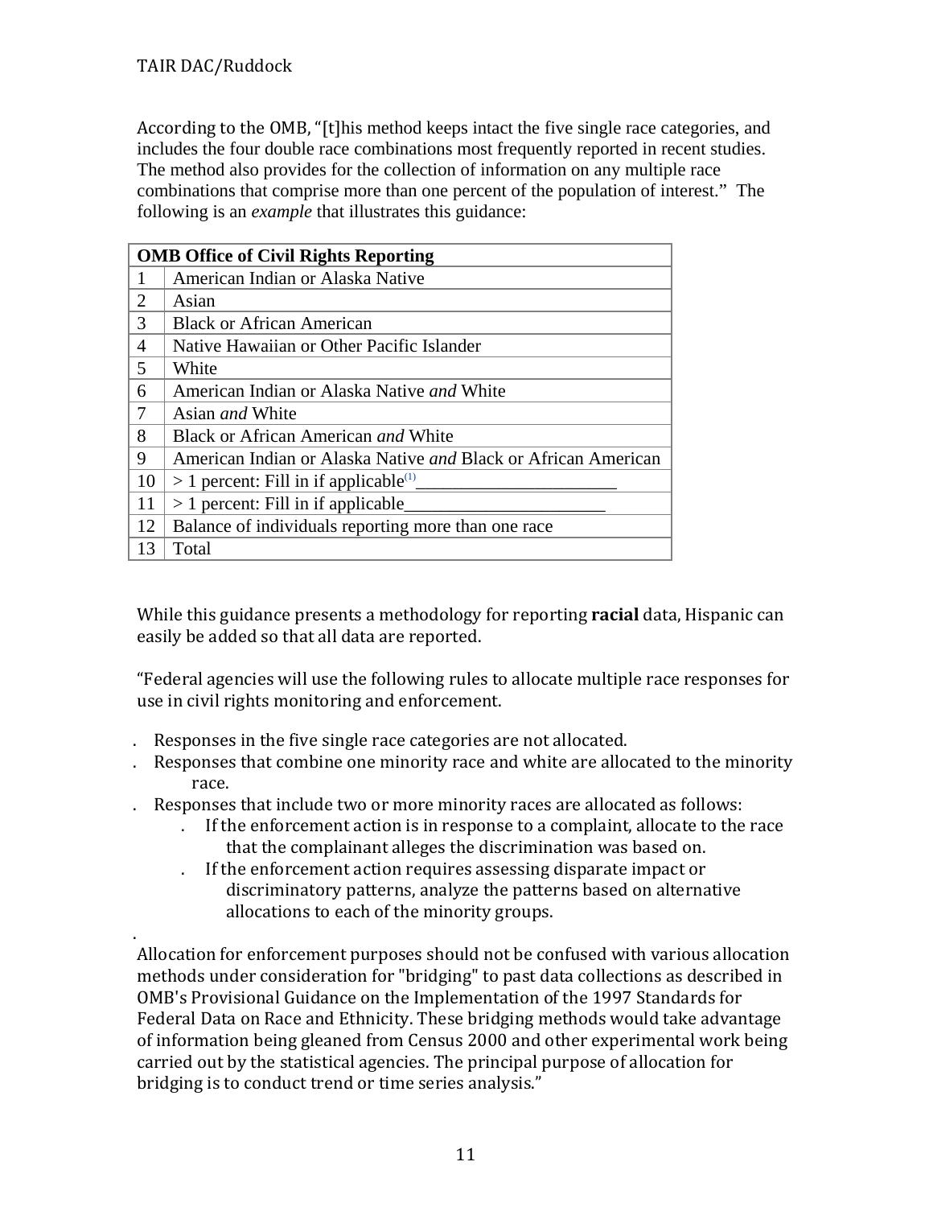According to the OMB, “[t]his method keeps intact the five single race categories, and includes the four double race combinations most frequently reported in recent studies. The method also provides for the collection of information on any multiple race combinations that comprise more than one percent of the population of interest.” The following is an *example* that illustrates this guidance:

| **OMB Office of Civil Rights Reporting** | |
|---|---|
| 1 | American Indian or Alaska Native |
| 2 | Asian |
| 3 | Black or African American |
| 4 | Native Hawaiian or Other Pacific Islander |
| 5 | White |
| 6 | American Indian or Alaska Native *and* White |
| 7 | Asian *and* White |
| 8 | Black or African American *and* White |
| 9 | American Indian or Alaska Native *and* Black or African American |
| 10 | > 1 percent: Fill in if applicable[(1)]_______________________ |
| 11 | > 1 percent: Fill in if applicable_______________________ |
| 12 | Balance of individuals reporting more than one race |
| 13 | Total |

While this guidance presents a methodology for reporting **racial** data, Hispanic can easily be added so that all data are reported.

“Federal agencies will use the following rules to allocate multiple race responses for use in civil rights monitoring and enforcement.

- Responses in the five single race categories are not allocated.
- Responses that combine one minority race and white are allocated to the minority race.
- Responses that include two or more minority races are allocated as follows:
  - If the enforcement action is in response to a complaint, allocate to the race that the complainant alleges the discrimination was based on.
  - If the enforcement action requires assessing disparate impact or discriminatory patterns, analyze the patterns based on alternative allocations to each of the minority groups.

Allocation for enforcement purposes should not be confused with various allocation methods under consideration for "bridging" to past data collections as described in OMB's Provisional Guidance on the Implementation of the 1997 Standards for Federal Data on Race and Ethnicity. These bridging methods would take advantage of information being gleaned from Census 2000 and other experimental work being carried out by the statistical agencies. The principal purpose of allocation for bridging is to conduct trend or time series analysis.”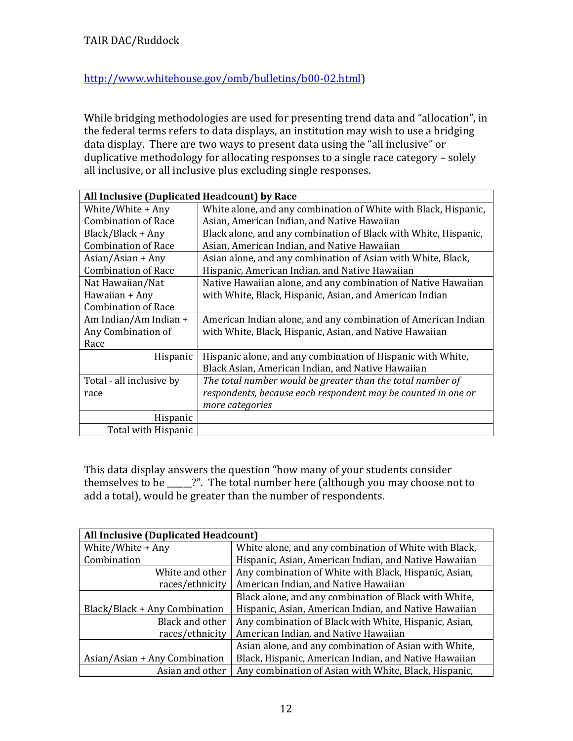http://www.whitehouse.gov/omb/bulletins/b00-02.html)

While bridging methodologies are used for presenting trend data and "allocation", in the federal terms refers to data displays, an institution may wish to use a bridging data display. There are two ways to present data using the "all inclusive" or duplicative methodology for allocating responses to a single race category – solely all inclusive, or all inclusive plus excluding single responses.

| **All Inclusive (Duplicated Headcount) by Race** | |
|---|---|
| White/White + Any Combination of Race | White alone, and any combination of White with Black, Hispanic, Asian, American Indian, and Native Hawaiian |
| Black/Black + Any Combination of Race | Black alone, and any combination of Black with White, Hispanic, Asian, American Indian, and Native Hawaiian |
| Asian/Asian + Any Combination of Race | Asian alone, and any combination of Asian with White, Black, Hispanic, American Indian, and Native Hawaiian |
| Nat Hawaiian/Nat Hawaiian + Any Combination of Race | Native Hawaiian alone, and any combination of Native Hawaiian with White, Black, Hispanic, Asian, and American Indian |
| Am Indian/Am Indian + Any Combination of Race | American Indian alone, and any combination of American Indian with White, Black, Hispanic, Asian, and Native Hawaiian |
| Hispanic | Hispanic alone, and any combination of Hispanic with White, Black Asian, American Indian, and Native Hawaiian |
| Total - all inclusive by race | *The total number would be greater than the total number of respondents, because each respondent may be counted in one or more categories* |
| Hispanic | |
| Total with Hispanic | |

This data display answers the question "how many of your students consider themselves to be _____?". The total number here (although you may choose not to add a total), would be greater than the number of respondents.

| **All Inclusive (Duplicated Headcount)** | |
|---|---|
| White/White + Any Combination | White alone, and any combination of White with Black, Hispanic, Asian, American Indian, and Native Hawaiian |
| White and other races/ethnicity | Any combination of White with Black, Hispanic, Asian, American Indian, and Native Hawaiian |
| Black/Black + Any Combination | Black alone, and any combination of Black with White, Hispanic, Asian, American Indian, and Native Hawaiian |
| Black and other races/ethnicity | Any combination of Black with White, Hispanic, Asian, American Indian, and Native Hawaiian |
| Asian/Asian + Any Combination | Asian alone, and any combination of Asian with White, Black, Hispanic, American Indian, and Native Hawaiian |
| Asian and other | Any combination of Asian with White, Black, Hispanic, |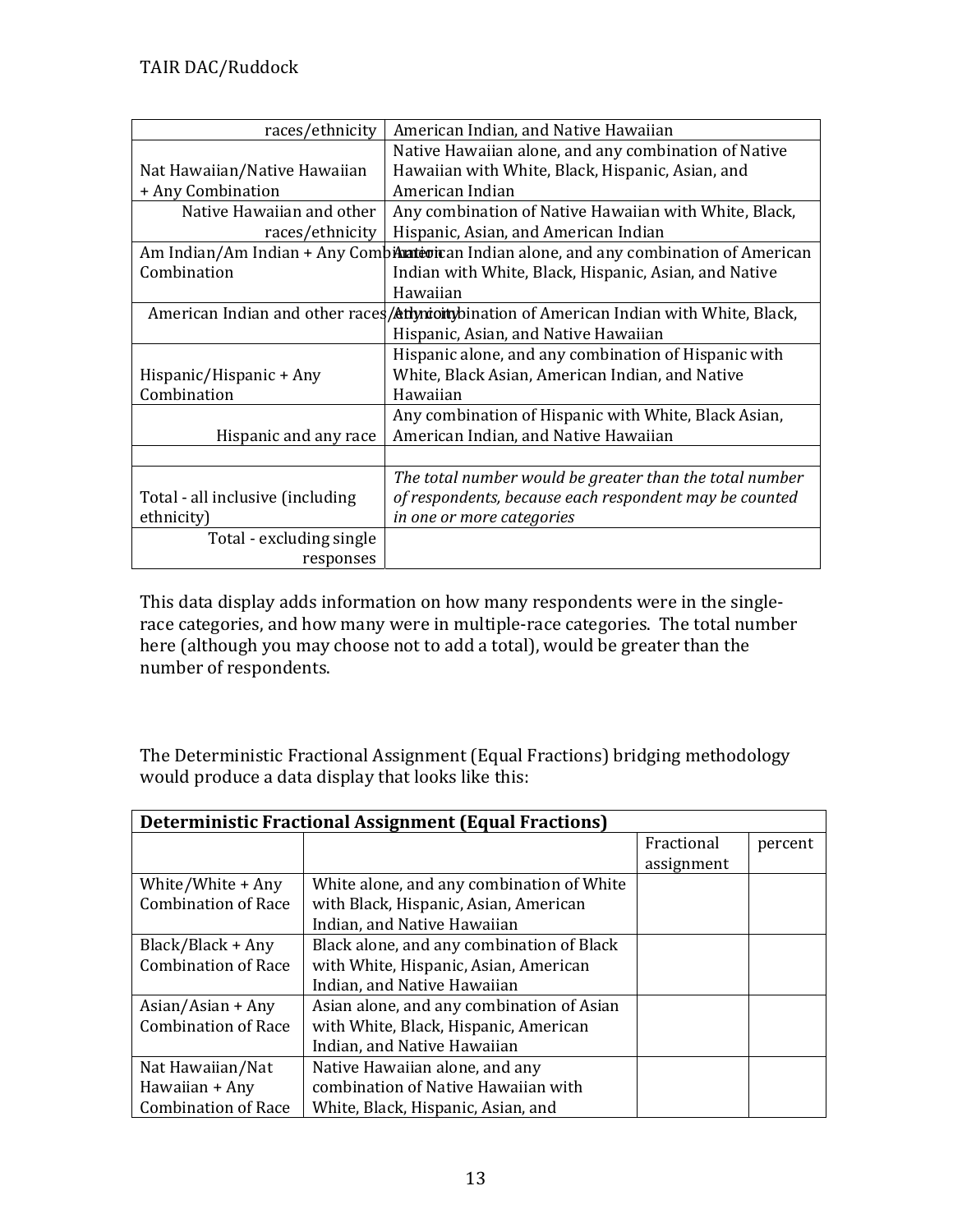| | |
|---|---|
| races/ethnicity | American Indian, and Native Hawaiian |
| Nat Hawaiian/Native Hawaiian + Any Combination | Native Hawaiian alone, and any combination of Native Hawaiian with White, Black, Hispanic, Asian, and American Indian |
| Native Hawaiian and other races/ethnicity | Any combination of Native Hawaiian with White, Black, Hispanic, Asian, and American Indian |
| Am Indian/Am Indian + Any Combination Combination | American Indian alone, and any combination of American Indian with White, Black, Hispanic, Asian, and Native Hawaiian |
| American Indian and other races/ethnicity | Any combination of American Indian with White, Black, Hispanic, Asian, and Native Hawaiian |
| Hispanic/Hispanic + Any Combination | Hispanic alone, and any combination of Hispanic with White, Black Asian, American Indian, and Native Hawaiian |
| Hispanic and any race | Any combination of Hispanic with White, Black Asian, American Indian, and Native Hawaiian |
| | |
| Total - all inclusive (including ethnicity) | *The total number would be greater than the total number of respondents, because each respondent may be counted in one or more categories* |
| Total - excluding single responses | |

This data display adds information on how many respondents were in the single-race categories, and how many were in multiple-race categories. The total number here (although you may choose not to add a total), would be greater than the number of respondents.

The Deterministic Fractional Assignment (Equal Fractions) bridging methodology would produce a data display that looks like this:

| **Deterministic Fractional Assignment (Equal Fractions)** | | | |
|---|---|---|---|
| | | Fractional assignment | percent |
| White/White + Any Combination of Race | White alone, and any combination of White with Black, Hispanic, Asian, American Indian, and Native Hawaiian | | |
| Black/Black + Any Combination of Race | Black alone, and any combination of Black with White, Hispanic, Asian, American Indian, and Native Hawaiian | | |
| Asian/Asian + Any Combination of Race | Asian alone, and any combination of Asian with White, Black, Hispanic, American Indian, and Native Hawaiian | | |
| Nat Hawaiian/Nat Hawaiian + Any Combination of Race | Native Hawaiian alone, and any combination of Native Hawaiian with White, Black, Hispanic, Asian, and | | |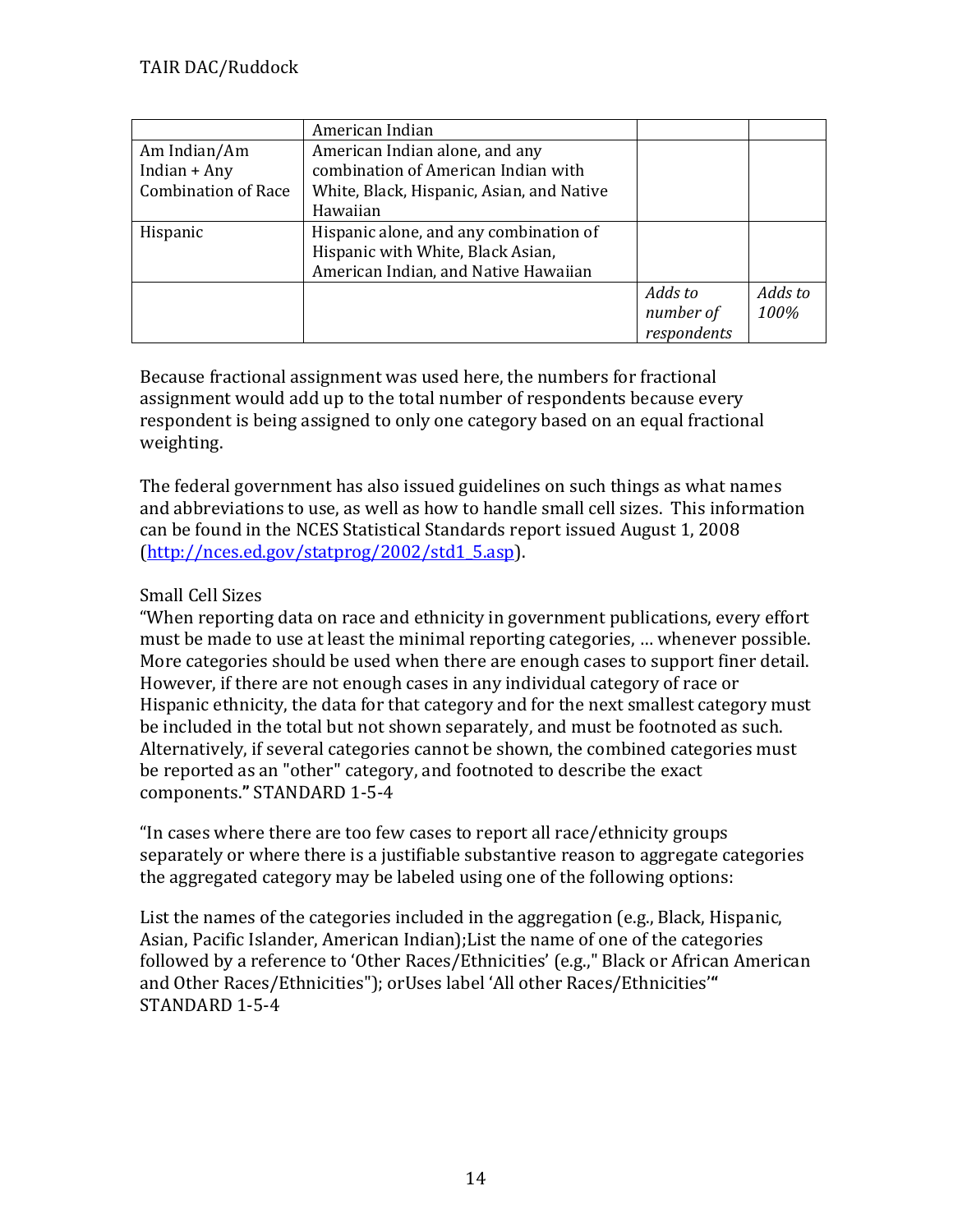| | | | |
|---|---|---|---|
| | American Indian | | |
| Am Indian/Am Indian + Any Combination of Race | American Indian alone, and any combination of American Indian with White, Black, Hispanic, Asian, and Native Hawaiian | | |
| Hispanic | Hispanic alone, and any combination of Hispanic with White, Black Asian, American Indian, and Native Hawaiian | | |
| | | *Adds to number of respondents* | *Adds to 100%* |

Because fractional assignment was used here, the numbers for fractional assignment would add up to the total number of respondents because every respondent is being assigned to only one category based on an equal fractional weighting.

The federal government has also issued guidelines on such things as what names and abbreviations to use, as well as how to handle small cell sizes. This information can be found in the NCES Statistical Standards report issued August 1, 2008 (http://nces.ed.gov/statprog/2002/std1_5.asp).

Small Cell Sizes

"When reporting data on race and ethnicity in government publications, every effort must be made to use at least the minimal reporting categories, … whenever possible. More categories should be used when there are enough cases to support finer detail. However, if there are not enough cases in any individual category of race or Hispanic ethnicity, the data for that category and for the next smallest category must be included in the total but not shown separately, and must be footnoted as such. Alternatively, if several categories cannot be shown, the combined categories must be reported as an "other" category, and footnoted to describe the exact components." STANDARD 1-5-4

"In cases where there are too few cases to report all race/ethnicity groups separately or where there is a justifiable substantive reason to aggregate categories the aggregated category may be labeled using one of the following options:

List the names of the categories included in the aggregation (e.g., Black, Hispanic, Asian, Pacific Islander, American Indian);List the name of one of the categories followed by a reference to 'Other Races/Ethnicities' (e.g.," Black or African American and Other Races/Ethnicities"); orUses label 'All other Races/Ethnicities'" STANDARD 1-5-4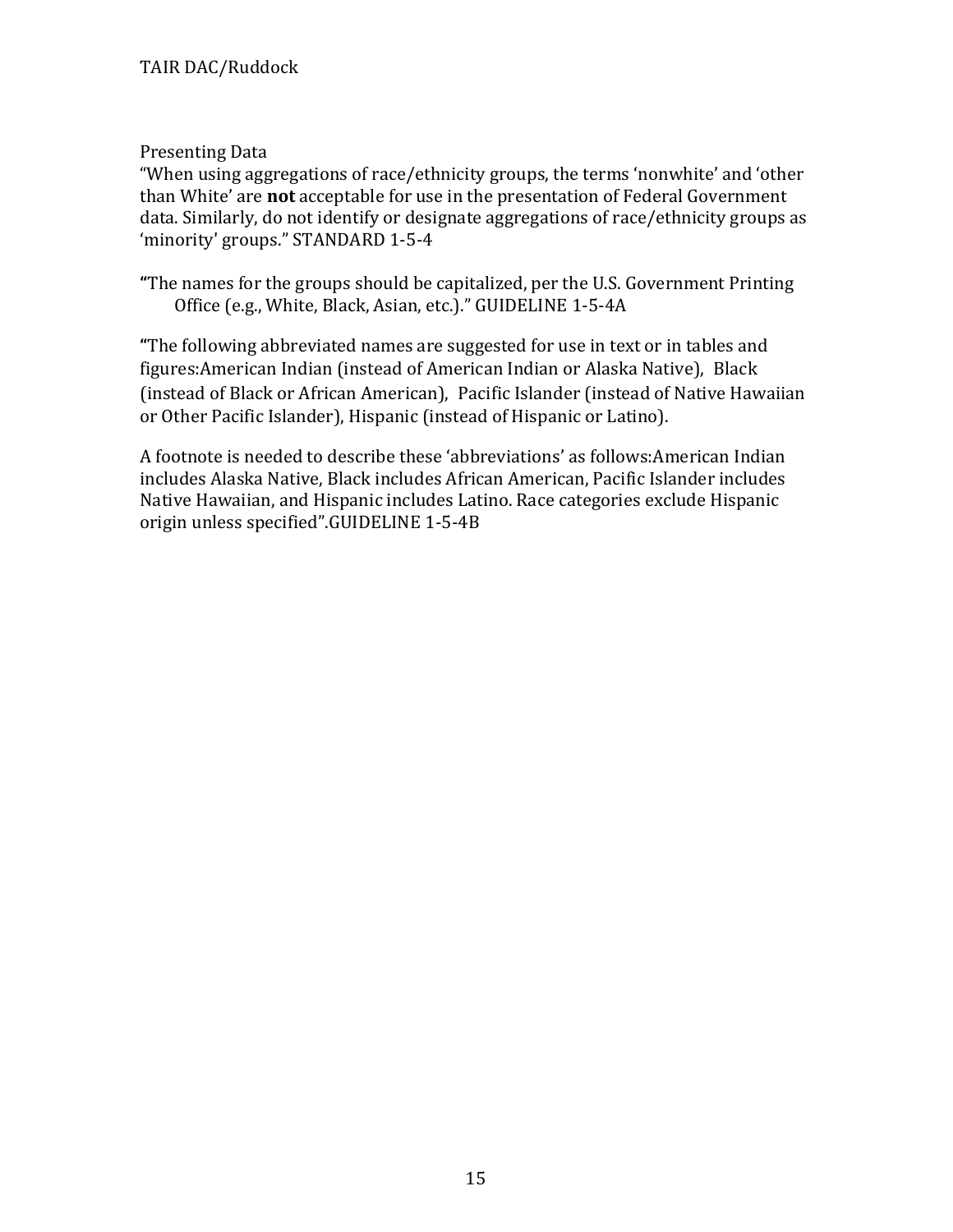Presenting Data

"When using aggregations of race/ethnicity groups, the terms 'nonwhite' and 'other than White' are **not** acceptable for use in the presentation of Federal Government data. Similarly, do not identify or designate aggregations of race/ethnicity groups as 'minority' groups." STANDARD 1-5-4

"The names for the groups should be capitalized, per the U.S. Government Printing Office (e.g., White, Black, Asian, etc.)." GUIDELINE 1-5-4A

"The following abbreviated names are suggested for use in text or in tables and figures:American Indian (instead of American Indian or Alaska Native), Black (instead of Black or African American), Pacific Islander (instead of Native Hawaiian or Other Pacific Islander), Hispanic (instead of Hispanic or Latino).

A footnote is needed to describe these 'abbreviations' as follows:American Indian includes Alaska Native, Black includes African American, Pacific Islander includes Native Hawaiian, and Hispanic includes Latino. Race categories exclude Hispanic origin unless specified".GUIDELINE 1-5-4B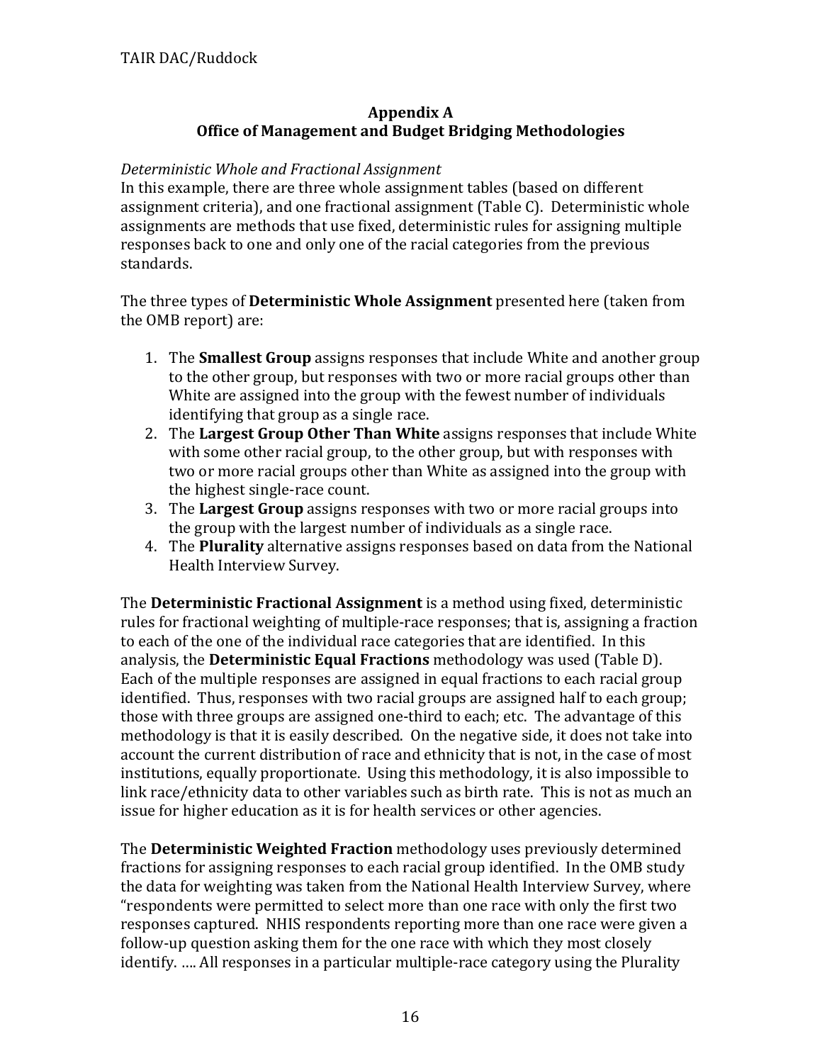## Appendix A
## Office of Management and Budget Bridging Methodologies

*Deterministic Whole and Fractional Assignment*
In this example, there are three whole assignment tables (based on different assignment criteria), and one fractional assignment (Table C). Deterministic whole assignments are methods that use fixed, deterministic rules for assigning multiple responses back to one and only one of the racial categories from the previous standards.

The three types of **Deterministic Whole Assignment** presented here (taken from the OMB report) are:

1. The **Smallest Group** assigns responses that include White and another group to the other group, but responses with two or more racial groups other than White are assigned into the group with the fewest number of individuals identifying that group as a single race.
2. The **Largest Group Other Than White** assigns responses that include White with some other racial group, to the other group, but with responses with two or more racial groups other than White as assigned into the group with the highest single-race count.
3. The **Largest Group** assigns responses with two or more racial groups into the group with the largest number of individuals as a single race.
4. The **Plurality** alternative assigns responses based on data from the National Health Interview Survey.

The **Deterministic Fractional Assignment** is a method using fixed, deterministic rules for fractional weighting of multiple-race responses; that is, assigning a fraction to each of the one of the individual race categories that are identified. In this analysis, the **Deterministic Equal Fractions** methodology was used (Table D). Each of the multiple responses are assigned in equal fractions to each racial group identified. Thus, responses with two racial groups are assigned half to each group; those with three groups are assigned one-third to each; etc. The advantage of this methodology is that it is easily described. On the negative side, it does not take into account the current distribution of race and ethnicity that is not, in the case of most institutions, equally proportionate. Using this methodology, it is also impossible to link race/ethnicity data to other variables such as birth rate. This is not as much an issue for higher education as it is for health services or other agencies.

The **Deterministic Weighted Fraction** methodology uses previously determined fractions for assigning responses to each racial group identified. In the OMB study the data for weighting was taken from the National Health Interview Survey, where "respondents were permitted to select more than one race with only the first two responses captured. NHIS respondents reporting more than one race were given a follow-up question asking them for the one race with which they most closely identify. …. All responses in a particular multiple-race category using the Plurality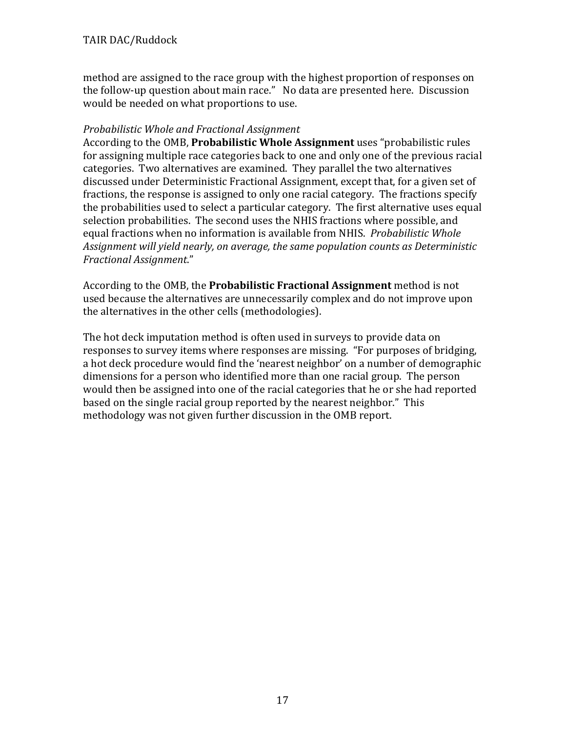method are assigned to the race group with the highest proportion of responses on the follow-up question about main race." No data are presented here. Discussion would be needed on what proportions to use.

*Probabilistic Whole and Fractional Assignment*

According to the OMB, **Probabilistic Whole Assignment** uses "probabilistic rules for assigning multiple race categories back to one and only one of the previous racial categories. Two alternatives are examined. They parallel the two alternatives discussed under Deterministic Fractional Assignment, except that, for a given set of fractions, the response is assigned to only one racial category. The fractions specify the probabilities used to select a particular category. The first alternative uses equal selection probabilities. The second uses the NHIS fractions where possible, and equal fractions when no information is available from NHIS. *Probabilistic Whole Assignment will yield nearly, on average, the same population counts as Deterministic Fractional Assignment*."

According to the OMB, the **Probabilistic Fractional Assignment** method is not used because the alternatives are unnecessarily complex and do not improve upon the alternatives in the other cells (methodologies).

The hot deck imputation method is often used in surveys to provide data on responses to survey items where responses are missing. "For purposes of bridging, a hot deck procedure would find the 'nearest neighbor' on a number of demographic dimensions for a person who identified more than one racial group. The person would then be assigned into one of the racial categories that he or she had reported based on the single racial group reported by the nearest neighbor." This methodology was not given further discussion in the OMB report.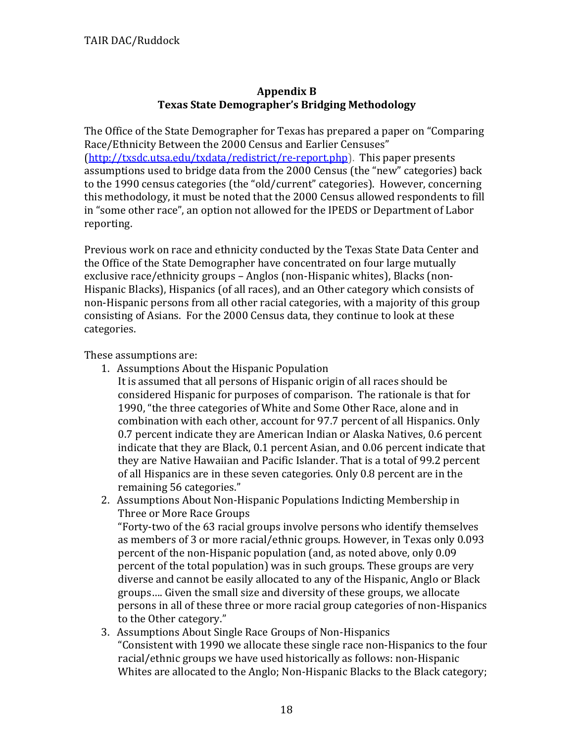## Appendix B
## Texas State Demographer's Bridging Methodology

The Office of the State Demographer for Texas has prepared a paper on "Comparing Race/Ethnicity Between the 2000 Census and Earlier Censuses" (http://txsdc.utsa.edu/txdata/redistrict/re-report.php). This paper presents assumptions used to bridge data from the 2000 Census (the "new" categories) back to the 1990 census categories (the "old/current" categories). However, concerning this methodology, it must be noted that the 2000 Census allowed respondents to fill in "some other race", an option not allowed for the IPEDS or Department of Labor reporting.

Previous work on race and ethnicity conducted by the Texas State Data Center and the Office of the State Demographer have concentrated on four large mutually exclusive race/ethnicity groups – Anglos (non-Hispanic whites), Blacks (non-Hispanic Blacks), Hispanics (of all races), and an Other category which consists of non-Hispanic persons from all other racial categories, with a majority of this group consisting of Asians. For the 2000 Census data, they continue to look at these categories.

These assumptions are:

1. Assumptions About the Hispanic Population
   It is assumed that all persons of Hispanic origin of all races should be considered Hispanic for purposes of comparison. The rationale is that for 1990, "the three categories of White and Some Other Race, alone and in combination with each other, account for 97.7 percent of all Hispanics. Only 0.7 percent indicate they are American Indian or Alaska Natives, 0.6 percent indicate that they are Black, 0.1 percent Asian, and 0.06 percent indicate that they are Native Hawaiian and Pacific Islander. That is a total of 99.2 percent of all Hispanics are in these seven categories. Only 0.8 percent are in the remaining 56 categories."
2. Assumptions About Non-Hispanic Populations Indicting Membership in Three or More Race Groups
   "Forty-two of the 63 racial groups involve persons who identify themselves as members of 3 or more racial/ethnic groups. However, in Texas only 0.093 percent of the non-Hispanic population (and, as noted above, only 0.09 percent of the total population) was in such groups. These groups are very diverse and cannot be easily allocated to any of the Hispanic, Anglo or Black groups…. Given the small size and diversity of these groups, we allocate persons in all of these three or more racial group categories of non-Hispanics to the Other category."
3. Assumptions About Single Race Groups of Non-Hispanics
   "Consistent with 1990 we allocate these single race non-Hispanics to the four racial/ethnic groups we have used historically as follows: non-Hispanic Whites are allocated to the Anglo; Non-Hispanic Blacks to the Black category;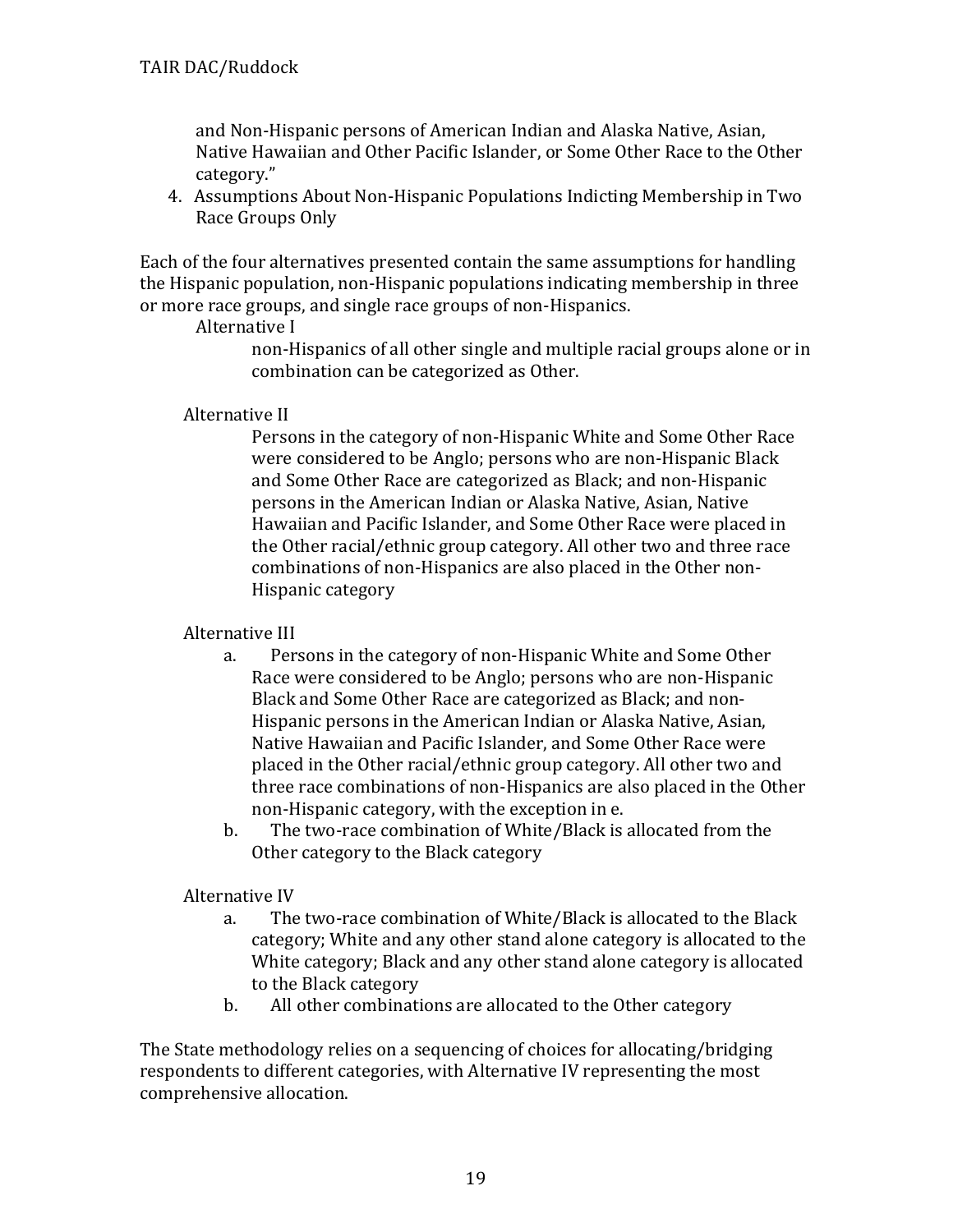and Non-Hispanic persons of American Indian and Alaska Native, Asian, Native Hawaiian and Other Pacific Islander, or Some Other Race to the Other category."

4. Assumptions About Non-Hispanic Populations Indicting Membership in Two Race Groups Only

Each of the four alternatives presented contain the same assumptions for handling the Hispanic population, non-Hispanic populations indicating membership in three or more race groups, and single race groups of non-Hispanics.

Alternative I

non-Hispanics of all other single and multiple racial groups alone or in combination can be categorized as Other.

Alternative II

Persons in the category of non-Hispanic White and Some Other Race were considered to be Anglo; persons who are non-Hispanic Black and Some Other Race are categorized as Black; and non-Hispanic persons in the American Indian or Alaska Native, Asian, Native Hawaiian and Pacific Islander, and Some Other Race were placed in the Other racial/ethnic group category. All other two and three race combinations of non-Hispanics are also placed in the Other non-Hispanic category

Alternative III

a. Persons in the category of non-Hispanic White and Some Other Race were considered to be Anglo; persons who are non-Hispanic Black and Some Other Race are categorized as Black; and non-Hispanic persons in the American Indian or Alaska Native, Asian, Native Hawaiian and Pacific Islander, and Some Other Race were placed in the Other racial/ethnic group category. All other two and three race combinations of non-Hispanics are also placed in the Other non-Hispanic category, with the exception in e.
b. The two-race combination of White/Black is allocated from the Other category to the Black category

Alternative IV

a. The two-race combination of White/Black is allocated to the Black category; White and any other stand alone category is allocated to the White category; Black and any other stand alone category is allocated to the Black category
b. All other combinations are allocated to the Other category

The State methodology relies on a sequencing of choices for allocating/bridging respondents to different categories, with Alternative IV representing the most comprehensive allocation.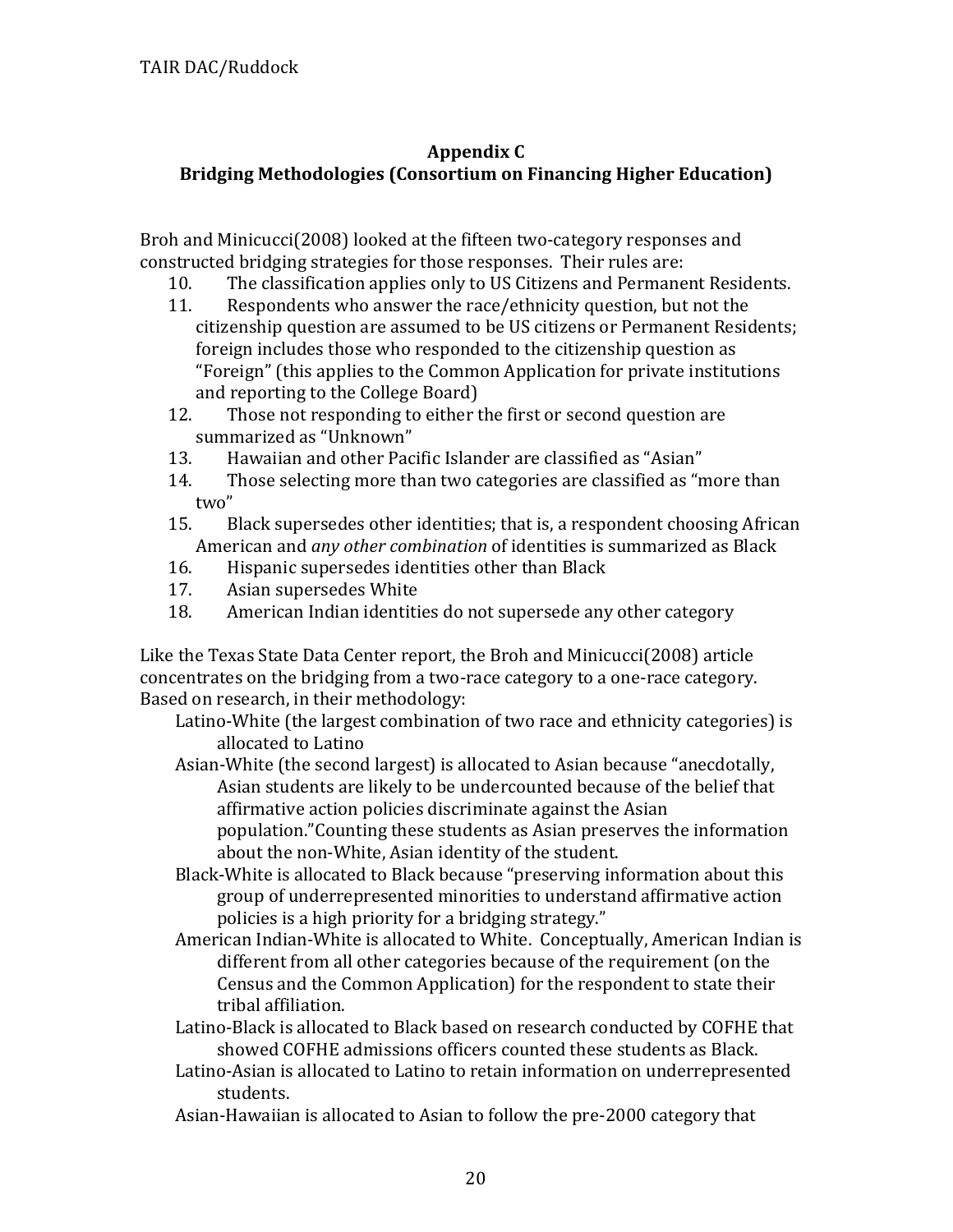## Appendix C
## Bridging Methodologies (Consortium on Financing Higher Education)

Broh and Minicucci(2008) looked at the fifteen two-category responses and constructed bridging strategies for those responses. Their rules are:

10. The classification applies only to US Citizens and Permanent Residents.
11. Respondents who answer the race/ethnicity question, but not the citizenship question are assumed to be US citizens or Permanent Residents; foreign includes those who responded to the citizenship question as "Foreign" (this applies to the Common Application for private institutions and reporting to the College Board)
12. Those not responding to either the first or second question are summarized as "Unknown"
13. Hawaiian and other Pacific Islander are classified as "Asian"
14. Those selecting more than two categories are classified as "more than two"
15. Black supersedes other identities; that is, a respondent choosing African American and *any other combination* of identities is summarized as Black
16. Hispanic supersedes identities other than Black
17. Asian supersedes White
18. American Indian identities do not supersede any other category

Like the Texas State Data Center report, the Broh and Minicucci(2008) article concentrates on the bridging from a two-race category to a one-race category. Based on research, in their methodology:

Latino-White (the largest combination of two race and ethnicity categories) is allocated to Latino

Asian-White (the second largest) is allocated to Asian because "anecdotally, Asian students are likely to be undercounted because of the belief that affirmative action policies discriminate against the Asian population."Counting these students as Asian preserves the information about the non-White, Asian identity of the student.

Black-White is allocated to Black because "preserving information about this group of underrepresented minorities to understand affirmative action policies is a high priority for a bridging strategy."

American Indian-White is allocated to White. Conceptually, American Indian is different from all other categories because of the requirement (on the Census and the Common Application) for the respondent to state their tribal affiliation.

Latino-Black is allocated to Black based on research conducted by COFHE that showed COFHE admissions officers counted these students as Black.

Latino-Asian is allocated to Latino to retain information on underrepresented students.

Asian-Hawaiian is allocated to Asian to follow the pre-2000 category that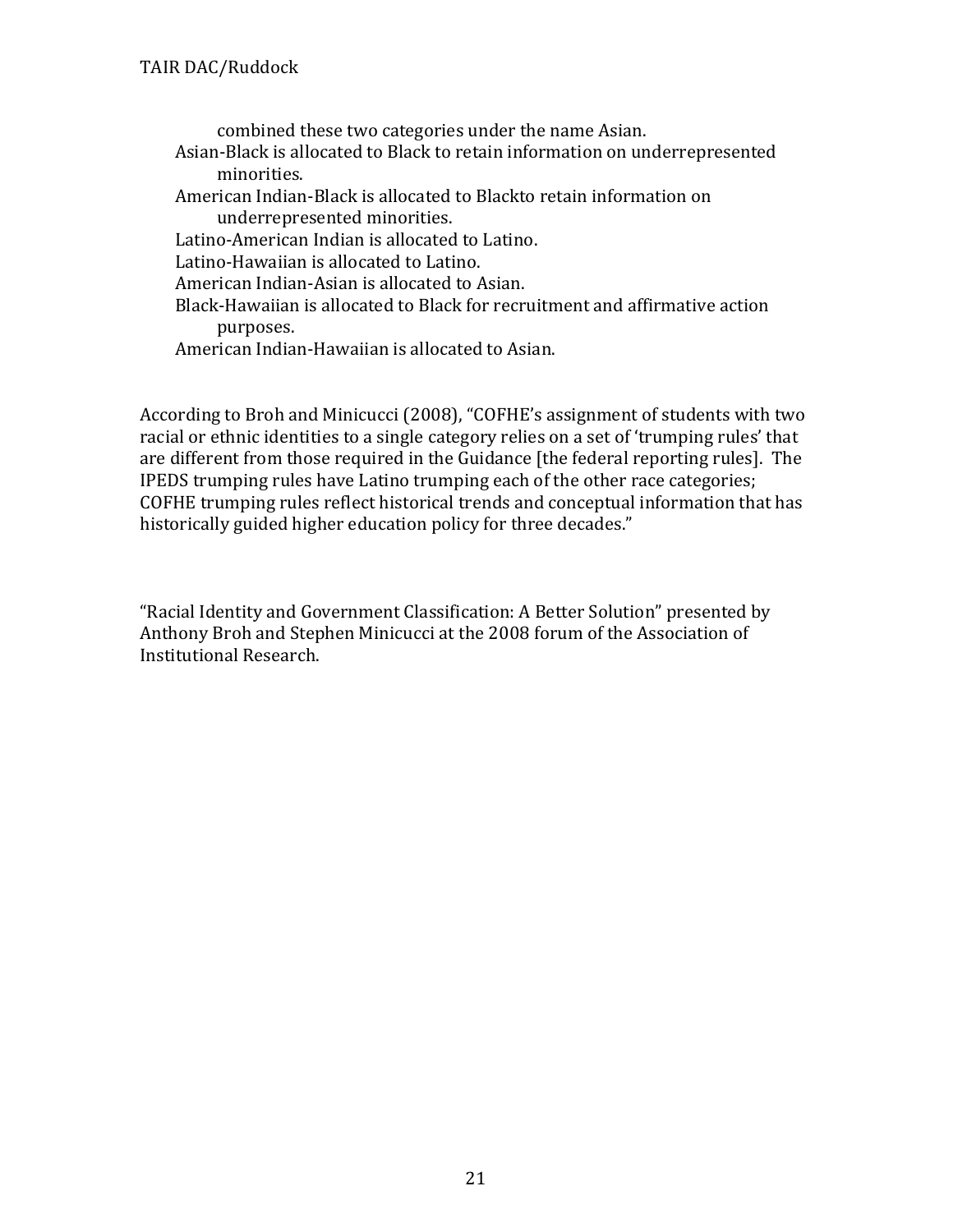combined these two categories under the name Asian.

Asian-Black is allocated to Black to retain information on underrepresented minorities.

American Indian-Black is allocated to Blackto retain information on underrepresented minorities.

Latino-American Indian is allocated to Latino.

Latino-Hawaiian is allocated to Latino.

American Indian-Asian is allocated to Asian.

Black-Hawaiian is allocated to Black for recruitment and affirmative action purposes.

American Indian-Hawaiian is allocated to Asian.

According to Broh and Minicucci (2008), "COFHE's assignment of students with two racial or ethnic identities to a single category relies on a set of 'trumping rules' that are different from those required in the Guidance [the federal reporting rules]. The IPEDS trumping rules have Latino trumping each of the other race categories; COFHE trumping rules reflect historical trends and conceptual information that has historically guided higher education policy for three decades."

"Racial Identity and Government Classification: A Better Solution" presented by Anthony Broh and Stephen Minicucci at the 2008 forum of the Association of Institutional Research.